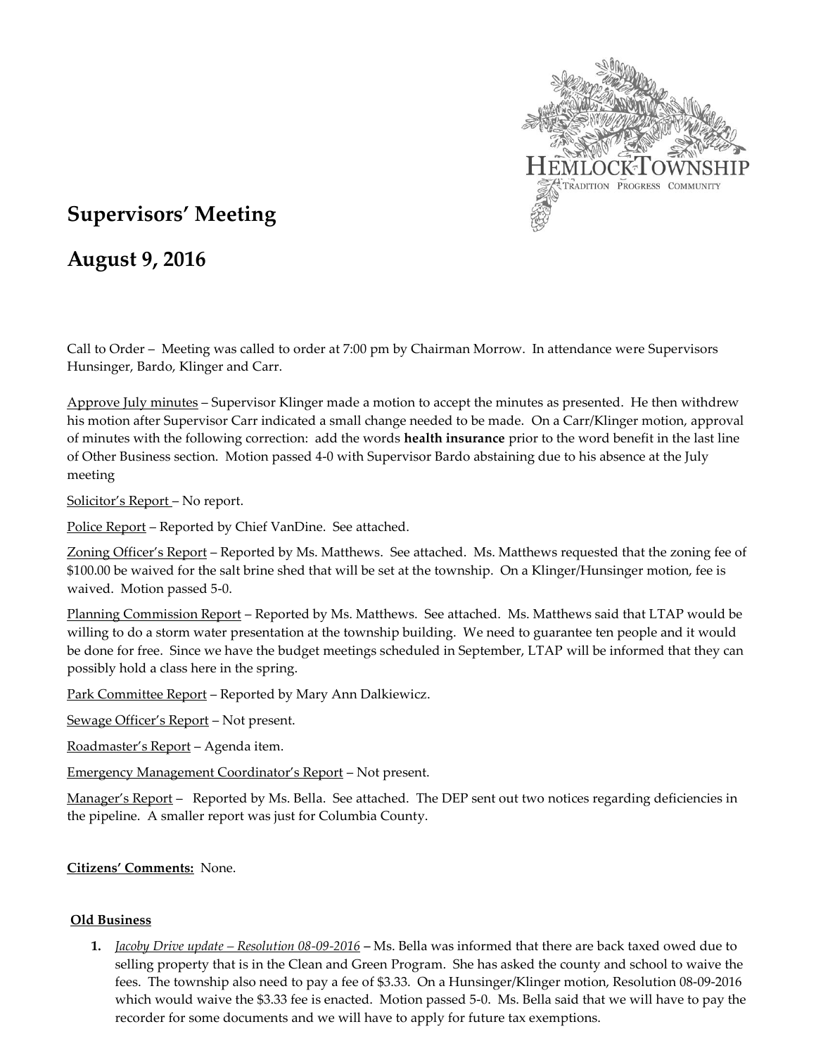HEMLOCK TOWNSHIP
TRADITION PROGRESS COMMUNITY

# Supervisors' Meeting

# August 9, 2016

Call to Order – Meeting was called to order at 7:00 pm by Chairman Morrow. In attendance were Supervisors Hunsinger, Bardo, Klinger and Carr.

Approve July minutes – Supervisor Klinger made a motion to accept the minutes as presented. He then withdrew his motion after Supervisor Carr indicated a small change needed to be made. On a Carr/Klinger motion, approval of minutes with the following correction: add the words **health insurance** prior to the word benefit in the last line of Other Business section. Motion passed 4-0 with Supervisor Bardo abstaining due to his absence at the July meeting

Solicitor's Report – No report.

Police Report – Reported by Chief VanDine. See attached.

Zoning Officer's Report – Reported by Ms. Matthews. See attached. Ms. Matthews requested that the zoning fee of $100.00 be waived for the salt brine shed that will be set at the township. On a Klinger/Hunsinger motion, fee is waived. Motion passed 5-0.

Planning Commission Report – Reported by Ms. Matthews. See attached. Ms. Matthews said that LTAP would be willing to do a storm water presentation at the township building. We need to guarantee ten people and it would be done for free. Since we have the budget meetings scheduled in September, LTAP will be informed that they can possibly hold a class here in the spring.

Park Committee Report – Reported by Mary Ann Dalkiewicz.

Sewage Officer's Report – Not present.

Roadmaster's Report – Agenda item.

Emergency Management Coordinator's Report – Not present.

Manager's Report – Reported by Ms. Bella. See attached. The DEP sent out two notices regarding deficiencies in the pipeline. A smaller report was just for Columbia County.

**Citizens' Comments:** None.

**Old Business**

1. *Jacoby Drive update – Resolution 08-09-2016* – Ms. Bella was informed that there are back taxed owed due to selling property that is in the Clean and Green Program. She has asked the county and school to waive the fees. The township also need to pay a fee of $3.33. On a Hunsinger/Klinger motion, Resolution 08-09-2016 which would waive the $3.33 fee is enacted. Motion passed 5-0. Ms. Bella said that we will have to pay the recorder for some documents and we will have to apply for future tax exemptions.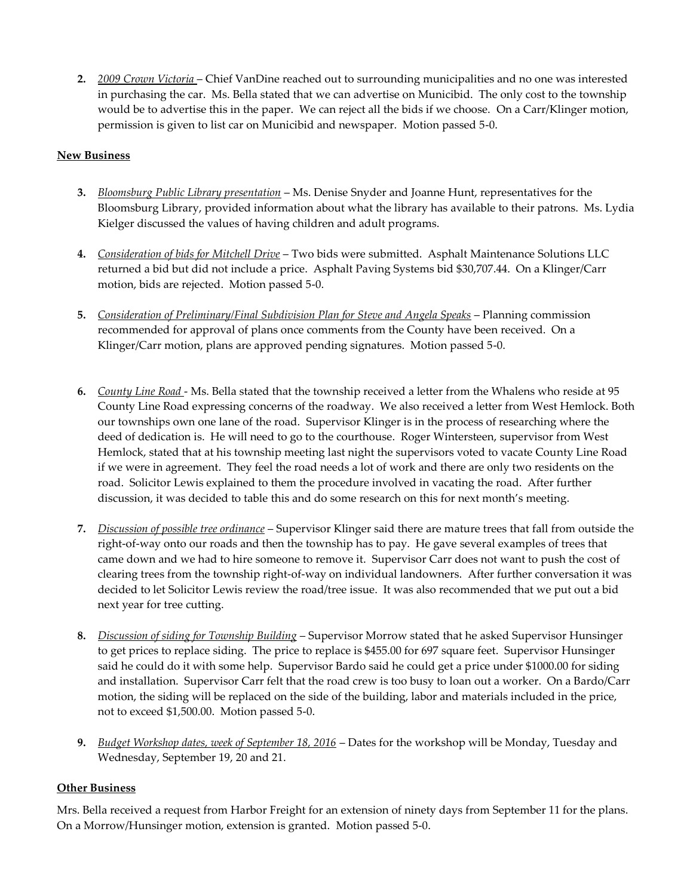2. *2009 Crown Victoria* – Chief VanDine reached out to surrounding municipalities and no one was interested in purchasing the car. Ms. Bella stated that we can advertise on Municibid. The only cost to the township would be to advertise this in the paper. We can reject all the bids if we choose. On a Carr/Klinger motion, permission is given to list car on Municibid and newspaper. Motion passed 5-0.

**New Business**

3. *Bloomsburg Public Library presentation* – Ms. Denise Snyder and Joanne Hunt, representatives for the Bloomsburg Library, provided information about what the library has available to their patrons. Ms. Lydia Kielger discussed the values of having children and adult programs.

4. *Consideration of bids for Mitchell Drive* – Two bids were submitted. Asphalt Maintenance Solutions LLC returned a bid but did not include a price. Asphalt Paving Systems bid $30,707.44. On a Klinger/Carr motion, bids are rejected. Motion passed 5-0.

5. *Consideration of Preliminary/Final Subdivision Plan for Steve and Angela Speaks* – Planning commission recommended for approval of plans once comments from the County have been received. On a Klinger/Carr motion, plans are approved pending signatures. Motion passed 5-0.

6. *County Line Road* - Ms. Bella stated that the township received a letter from the Whalens who reside at 95 County Line Road expressing concerns of the roadway. We also received a letter from West Hemlock. Both our townships own one lane of the road. Supervisor Klinger is in the process of researching where the deed of dedication is. He will need to go to the courthouse. Roger Wintersteen, supervisor from West Hemlock, stated that at his township meeting last night the supervisors voted to vacate County Line Road if we were in agreement. They feel the road needs a lot of work and there are only two residents on the road. Solicitor Lewis explained to them the procedure involved in vacating the road. After further discussion, it was decided to table this and do some research on this for next month's meeting.

7. *Discussion of possible tree ordinance* – Supervisor Klinger said there are mature trees that fall from outside the right-of-way onto our roads and then the township has to pay. He gave several examples of trees that came down and we had to hire someone to remove it. Supervisor Carr does not want to push the cost of clearing trees from the township right-of-way on individual landowners. After further conversation it was decided to let Solicitor Lewis review the road/tree issue. It was also recommended that we put out a bid next year for tree cutting.

8. *Discussion of siding for Township Building* – Supervisor Morrow stated that he asked Supervisor Hunsinger to get prices to replace siding. The price to replace is $455.00 for 697 square feet. Supervisor Hunsinger said he could do it with some help. Supervisor Bardo said he could get a price under $1000.00 for siding and installation. Supervisor Carr felt that the road crew is too busy to loan out a worker. On a Bardo/Carr motion, the siding will be replaced on the side of the building, labor and materials included in the price, not to exceed $1,500.00. Motion passed 5-0.

9. *Budget Workshop dates, week of September 18, 2016* – Dates for the workshop will be Monday, Tuesday and Wednesday, September 19, 20 and 21.

**Other Business**

Mrs. Bella received a request from Harbor Freight for an extension of ninety days from September 11 for the plans. On a Morrow/Hunsinger motion, extension is granted. Motion passed 5-0.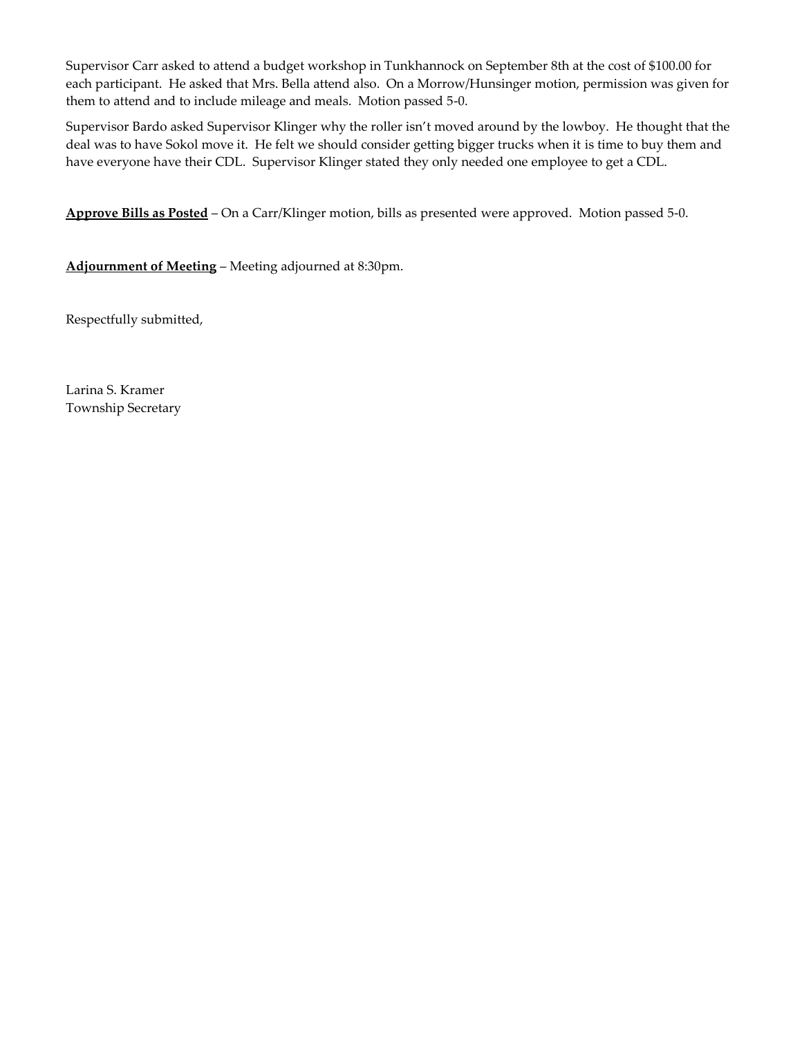Supervisor Carr asked to attend a budget workshop in Tunkhannock on September 8th at the cost of $100.00 for each participant. He asked that Mrs. Bella attend also. On a Morrow/Hunsinger motion, permission was given for them to attend and to include mileage and meals. Motion passed 5-0.

Supervisor Bardo asked Supervisor Klinger why the roller isn't moved around by the lowboy. He thought that the deal was to have Sokol move it. He felt we should consider getting bigger trucks when it is time to buy them and have everyone have their CDL. Supervisor Klinger stated they only needed one employee to get a CDL.

**Approve Bills as Posted** – On a Carr/Klinger motion, bills as presented were approved. Motion passed 5-0.

**Adjournment of Meeting** – Meeting adjourned at 8:30pm.

Respectfully submitted,

Larina S. Kramer
Township Secretary